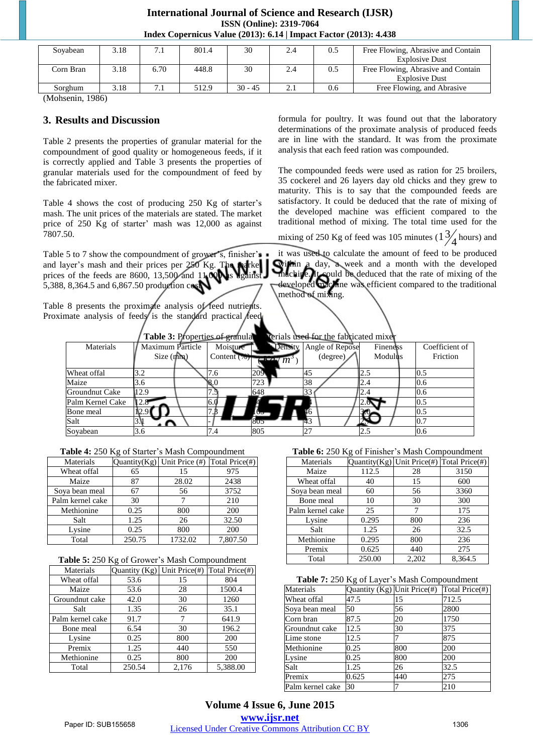| Soyabean | 3.18 | 7.1 | 801.4 | 30 | 2.4 | 0.5 | Free Flowing, Abrasive and Contain Explosive Dust |
|---|---|---|---|---|---|---|---|
| Corn Bran | 3.18 | 6.70 | 448.8 | 30 | 2.4 | 0.5 | Free Flowing, Abrasive and Contain Explosive Dust |
| Sorghum | 3.18 | 7.1 | 512.9 | 30 - 45 | 2.1 | 0.6 | Free Flowing, and Abrasive |

(Mohsenin, 1986)

## 3. Results and Discussion

Table 2 presents the properties of granular material for the compoundment of good quality or homogeneous feeds, if it is correctly applied and Table 3 presents the properties of granular materials used for the compoundment of feed by the fabricated mixer.

Table 4 shows the cost of producing 250 Kg of starter's mash. The unit prices of the materials are stated. The market price of 250 Kg of starter' mash was 12,000 as against 7807.50.

Table 5 to 7 show the compoundment of grower's, finisher's and layer's mash and their prices per 250 Kg. The market prices of the feeds are 8600, 13,500 and 11,000 as against 5,388, 8,364.5 and 6,867.50 production cost.

Table 8 presents the proximate analysis of feed nutrients. Proximate analysis of feeds is the standard practical feed formula for poultry. It was found out that the laboratory determinations of the proximate analysis of produced feeds are in line with the standard. It was from the proximate analysis that each feed ration was compounded.

The compounded feeds were used as ration for 25 broilers, 35 cockerel and 26 layers day old chicks and they grew to maturity. This is to say that the compounded feeds are satisfactory. It could be deduced that the rate of mixing of the developed machine was efficient compared to the traditional method of mixing. The total time used for the mixing of 250 Kg of feed was 105 minutes ($1\frac{3}{4}$ hours) and it was used to calculate the amount of feed to be produced within a day, a week and a month with the developed machine. It could be deduced that the rate of mixing of the developed machine was efficient compared to the traditional method of mixing.

**Table 3:** Properties of granular materials used for the fabricated mixer

| Materials | Maximum Particle Size (mm) | Moisture Content (%) | Density ($Kg/m^3$) | Angle of Repose (degree) | Fineness Modulus | Coefficient of Friction |
|---|---|---|---|---|---|---|
| Wheat offal | 3.2 | 7.6 | 209 | 45 | 2.5 | 0.5 |
| Maize | 3.6 | 8.0 | 723 | 38 | 2.4 | 0.6 |
| Groundnut Cake | 12.9 | 7.5 | 648 | 33 | 2.4 | 0.6 |
| Palm Kernel Cake | 12.8 | 6.0 | 4 | 4 | 2.6 | 0.5 |
| Bone meal | 12.9 | 7.3 | 10 | 46 | 3.0 | 0.5 |
| Salt | 3.1 | - | 805 | 43 | 2 | 0.7 |
| Soyabean | 3.6 | 7.4 | 805 | 27 | 2.5 | 0.6 |

**Table 4:** 250 Kg of Starter's Mash Compoundment

| Materials | Quantity(Kg) | Unit Price (#) | Total Price(#) |
|---|---|---|---|
| Wheat offal | 65 | 15 | 975 |
| Maize | 87 | 28.02 | 2438 |
| Soya bean meal | 67 | 56 | 3752 |
| Palm kernel cake | 30 | 7 | 210 |
| Methionine | 0.25 | 800 | 200 |
| Salt | 1.25 | 26 | 32.50 |
| Lysine | 0.25 | 800 | 200 |
| Total | 250.75 | 1732.02 | 7,807.50 |

**Table 5:** 250 Kg of Grower's Mash Compoundment

| Materials | Quantity (Kg) | Unit Price(#) | Total Price(#) |
|---|---|---|---|
| Wheat offal | 53.6 | 15 | 804 |
| Maize | 53.6 | 28 | 1500.4 |
| Groundnut cake | 42.0 | 30 | 1260 |
| Salt | 1.35 | 26 | 35.1 |
| Palm kernel cake | 91.7 | 7 | 641.9 |
| Bone meal | 6.54 | 30 | 196.2 |
| Lysine | 0.25 | 800 | 200 |
| Premix | 1.25 | 440 | 550 |
| Methionine | 0.25 | 800 | 200 |
| Total | 250.54 | 2,176 | 5,388.00 |

**Table 6:** 250 Kg of Finisher's Mash Compoundment

| Materials | Quantity(Kg) | Unit Price(#) | Total Price(#) |
|---|---|---|---|
| Maize | 112.5 | 28 | 3150 |
| Wheat offal | 40 | 15 | 600 |
| Soya bean meal | 60 | 56 | 3360 |
| Bone meal | 10 | 30 | 300 |
| Palm kernel cake | 25 | 7 | 175 |
| Lysine | 0.295 | 800 | 236 |
| Salt | 1.25 | 26 | 32.5 |
| Methionine | 0.295 | 800 | 236 |
| Premix | 0.625 | 440 | 275 |
| Total | 250.00 | 2,202 | 8,364.5 |

**Table 7:** 250 Kg of Layer's Mash Compoundment

| Materials | Quantity (Kg) | Unit Price(#) | Total Price(#) |
|---|---|---|---|
| Wheat offal | 47.5 | 15 | 712.5 |
| Soya bean meal | 50 | 56 | 2800 |
| Corn bran | 87.5 | 20 | 1750 |
| Groundnut cake | 12.5 | 30 | 375 |
| Lime stone | 12.5 | 7 | 875 |
| Methionine | 0.25 | 800 | 200 |
| Lysine | 0.25 | 800 | 200 |
| Salt | 1.25 | 26 | 32.5 |
| Premix | 0.625 | 440 | 275 |
| Palm kernel cake | 30 | 7 | 210 |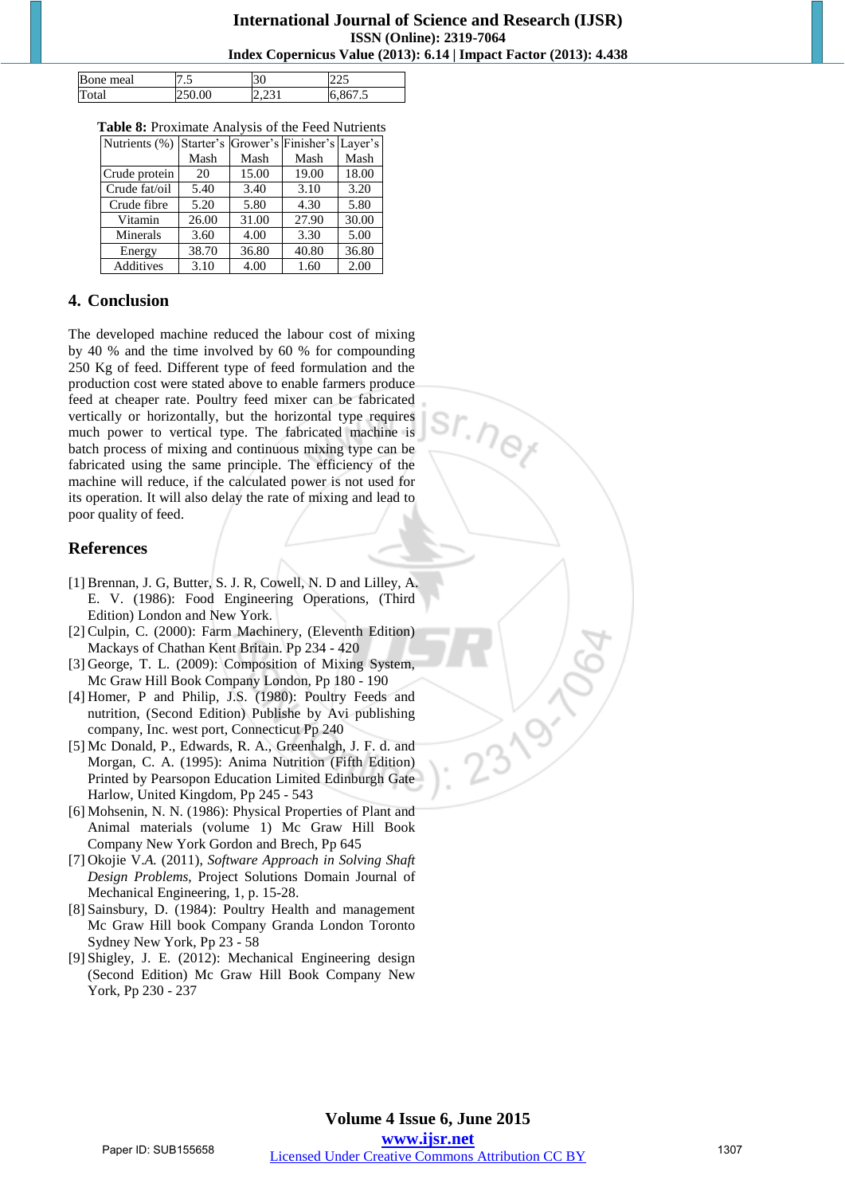| | | | |
|---|---|---|---|
| Bone meal | 7.5 | 30 | 225 |
| Total | 250.00 | 2,231 | 6,867.5 |

**Table 8:** Proximate Analysis of the Feed Nutrients

| Nutrients (%) | Starter's Mash | Grower's Mash | Finisher's Mash | Layer's Mash |
|---|---|---|---|---|
| Crude protein | 20 | 15.00 | 19.00 | 18.00 |
| Crude fat/oil | 5.40 | 3.40 | 3.10 | 3.20 |
| Crude fibre | 5.20 | 5.80 | 4.30 | 5.80 |
| Vitamin | 26.00 | 31.00 | 27.90 | 30.00 |
| Minerals | 3.60 | 4.00 | 3.30 | 5.00 |
| Energy | 38.70 | 36.80 | 40.80 | 36.80 |
| Additives | 3.10 | 4.00 | 1.60 | 2.00 |

## 4. Conclusion

The developed machine reduced the labour cost of mixing by 40 % and the time involved by 60 % for compounding 250 Kg of feed. Different type of feed formulation and the production cost were stated above to enable farmers produce feed at cheaper rate. Poultry feed mixer can be fabricated vertically or horizontally, but the horizontal type requires much power to vertical type. The fabricated machine is batch process of mixing and continuous mixing type can be fabricated using the same principle. The efficiency of the machine will reduce, if the calculated power is not used for its operation. It will also delay the rate of mixing and lead to poor quality of feed.

## References

[1] Brennan, J. G, Butter, S. J. R, Cowell, N. D and Lilley, A. E. V. (1986): Food Engineering Operations, (Third Edition) London and New York.

[2] Culpin, C. (2000): Farm Machinery, (Eleventh Edition) Mackays of Chathan Kent Britain. Pp 234 - 420

[3] George, T. L. (2009): Composition of Mixing System, Mc Graw Hill Book Company London, Pp 180 - 190

[4] Homer, P and Philip, J.S. (1980): Poultry Feeds and nutrition, (Second Edition) Publishe by Avi publishing company, Inc. west port, Connecticut Pp 240

[5] Mc Donald, P., Edwards, R. A., Greenhalgh, J. F. d. and Morgan, C. A. (1995): Anima Nutrition (Fifth Edition) Printed by Pearsopon Education Limited Edinburgh Gate Harlow, United Kingdom, Pp 245 - 543

[6] Mohsenin, N. N. (1986): Physical Properties of Plant and Animal materials (volume 1) Mc Graw Hill Book Company New York Gordon and Brech, Pp 645

[7] Okojie V.*A.* (2011), *Software Approach in Solving Shaft Design Problems*, Project Solutions Domain Journal of Mechanical Engineering, 1, p. 15-28.

[8] Sainsbury, D. (1984): Poultry Health and management Mc Graw Hill book Company Granda London Toronto Sydney New York, Pp 23 - 58

[9] Shigley, J. E. (2012): Mechanical Engineering design (Second Edition) Mc Graw Hill Book Company New York, Pp 230 - 237